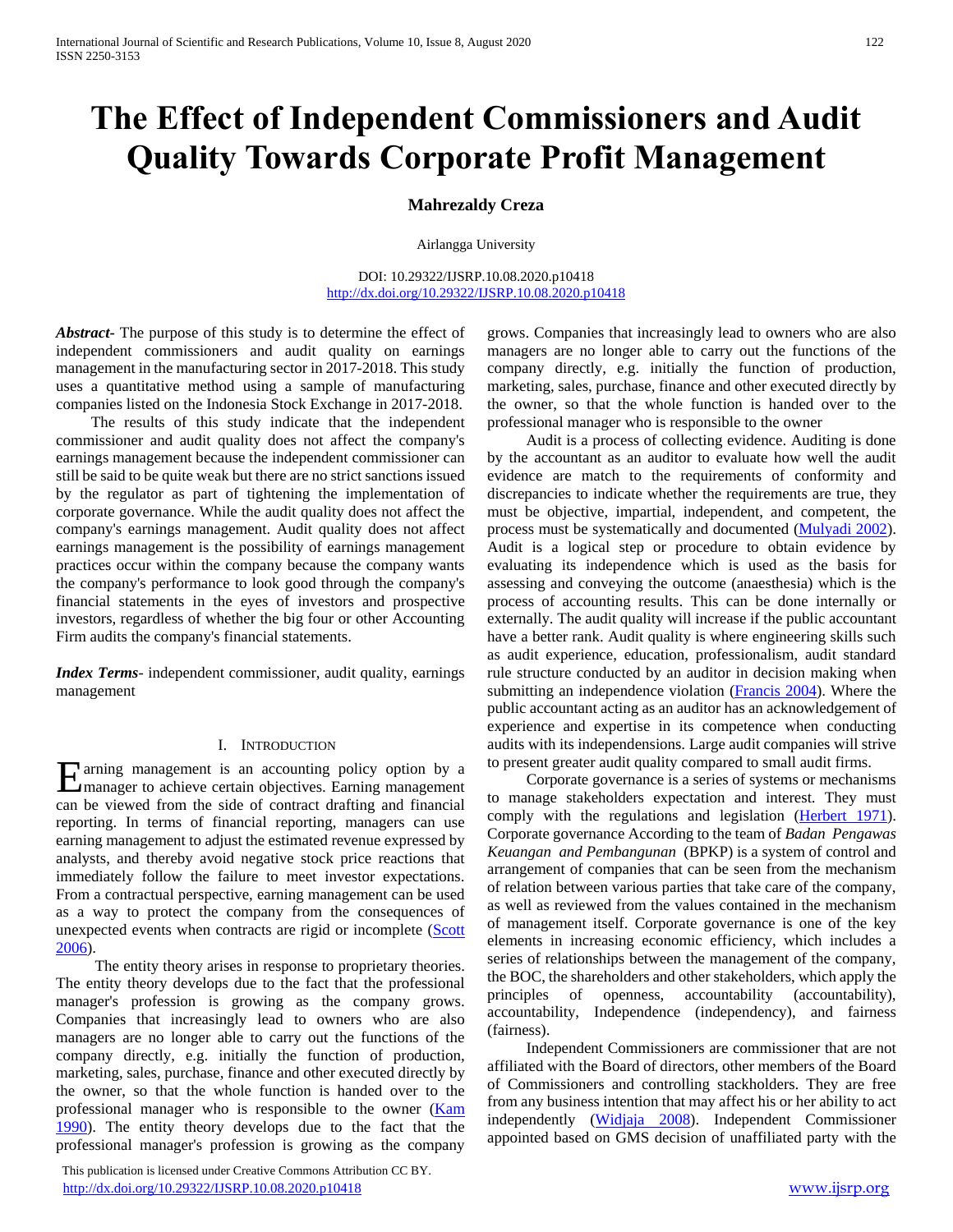# The Effect of Independent Commissioners and Audit Quality Towards Corporate Profit Management

**Mahrezaldy Creza**

Airlangga University

DOI: 10.29322/IJSRP.10.08.2020.p10418
http://dx.doi.org/10.29322/IJSRP.10.08.2020.p10418

***Abstract*-** The purpose of this study is to determine the effect of independent commissioners and audit quality on earnings management in the manufacturing sector in 2017-2018. This study uses a quantitative method using a sample of manufacturing companies listed on the Indonesia Stock Exchange in 2017-2018.

The results of this study indicate that the independent commissioner and audit quality does not affect the company's earnings management because the independent commissioner can still be said to be quite weak but there are no strict sanctions issued by the regulator as part of tightening the implementation of corporate governance. While the audit quality does not affect the company's earnings management. Audit quality does not affect earnings management is the possibility of earnings management practices occur within the company because the company wants the company's performance to look good through the company's financial statements in the eyes of investors and prospective investors, regardless of whether the big four or other Accounting Firm audits the company's financial statements.

***Index Terms*-** independent commissioner, audit quality, earnings management

## I. Introduction

Earning management is an accounting policy option by a manager to achieve certain objectives. Earning management can be viewed from the side of contract drafting and financial reporting. In terms of financial reporting, managers can use earning management to adjust the estimated revenue expressed by analysts, and thereby avoid negative stock price reactions that immediately follow the failure to meet investor expectations. From a contractual perspective, earning management can be used as a way to protect the company from the consequences of unexpected events when contracts are rigid or incomplete (Scott 2006).

The entity theory arises in response to proprietary theories. The entity theory develops due to the fact that the professional manager's profession is growing as the company grows. Companies that increasingly lead to owners who are also managers are no longer able to carry out the functions of the company directly, e.g. initially the function of production, marketing, sales, purchase, finance and other executed directly by the owner, so that the whole function is handed over to the professional manager who is responsible to the owner (Kam 1990). The entity theory develops due to the fact that the professional manager's profession is growing as the company grows. Companies that increasingly lead to owners who are also managers are no longer able to carry out the functions of the company directly, e.g. initially the function of production, marketing, sales, purchase, finance and other executed directly by the owner, so that the whole function is handed over to the professional manager who is responsible to the owner

Audit is a process of collecting evidence. Auditing is done by the accountant as an auditor to evaluate how well the audit evidence are match to the requirements of conformity and discrepancies to indicate whether the requirements are true, they must be objective, impartial, independent, and competent, the process must be systematically and documented (Mulyadi 2002). Audit is a logical step or procedure to obtain evidence by evaluating its independence which is used as the basis for assessing and conveying the outcome (anaesthesia) which is the process of accounting results. This can be done internally or externally. The audit quality will increase if the public accountant have a better rank. Audit quality is where engineering skills such as audit experience, education, professionalism, audit standard rule structure conducted by an auditor in decision making when submitting an independence violation (Francis 2004). Where the public accountant acting as an auditor has an acknowledgement of experience and expertise in its competence when conducting audits with its independensions. Large audit companies will strive to present greater audit quality compared to small audit firms.

Corporate governance is a series of systems or mechanisms to manage stakeholders expectation and interest. They must comply with the regulations and legislation (Herbert 1971). Corporate governance According to the team of *Badan Pengawas Keuangan and Pembangunan* (BPKP) is a system of control and arrangement of companies that can be seen from the mechanism of relation between various parties that take care of the company, as well as reviewed from the values contained in the mechanism of management itself. Corporate governance is one of the key elements in increasing economic efficiency, which includes a series of relationships between the management of the company, the BOC, the shareholders and other stakeholders, which apply the principles of openness, accountability (accountability), accountability, Independence (independency), and fairness (fairness).

Independent Commissioners are commissioner that are not affiliated with the Board of directors, other members of the Board of Commissioners and controlling stackholders. They are free from any business intention that may affect his or her ability to act independently (Widjaja 2008). Independent Commissioner appointed based on GMS decision of unaffiliated party with the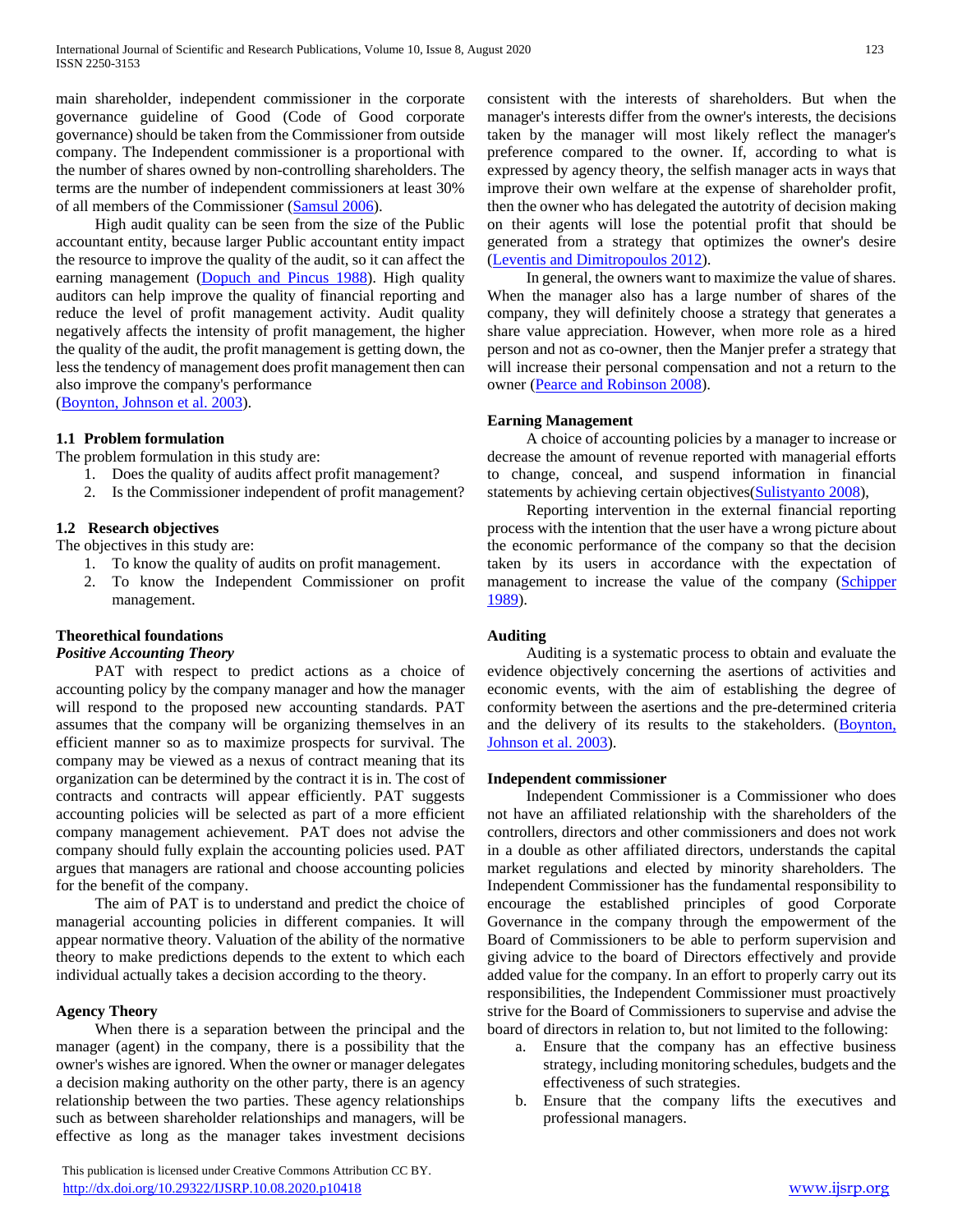main shareholder, independent commissioner in the corporate governance guideline of Good (Code of Good corporate governance) should be taken from the Commissioner from outside company. The Independent commissioner is a proportional with the number of shares owned by non-controlling shareholders. The terms are the number of independent commissioners at least 30% of all members of the Commissioner (Samsul 2006).

High audit quality can be seen from the size of the Public accountant entity, because larger Public accountant entity impact the resource to improve the quality of the audit, so it can affect the earning management (Dopuch and Pincus 1988). High quality auditors can help improve the quality of financial reporting and reduce the level of profit management activity. Audit quality negatively affects the intensity of profit management, the higher the quality of the audit, the profit management is getting down, the less the tendency of management does profit management then can also improve the company's performance (Boynton, Johnson et al. 2003).

### 1.1 Problem formulation

The problem formulation in this study are:

1. Does the quality of audits affect profit management?
2. Is the Commissioner independent of profit management?

### 1.2 Research objectives

The objectives in this study are:

1. To know the quality of audits on profit management.
2. To know the Independent Commissioner on profit management.

## Theorethical foundations

### *Positive Accounting Theory*

PAT with respect to predict actions as a choice of accounting policy by the company manager and how the manager will respond to the proposed new accounting standards. PAT assumes that the company will be organizing themselves in an efficient manner so as to maximize prospects for survival. The company may be viewed as a nexus of contract meaning that its organization can be determined by the contract it is in. The cost of contracts and contracts will appear efficiently. PAT suggests accounting policies will be selected as part of a more efficient company management achievement. PAT does not advise the company should fully explain the accounting policies used. PAT argues that managers are rational and choose accounting policies for the benefit of the company.

The aim of PAT is to understand and predict the choice of managerial accounting policies in different companies. It will appear normative theory. Valuation of the ability of the normative theory to make predictions depends to the extent to which each individual actually takes a decision according to the theory.

### Agency Theory

When there is a separation between the principal and the manager (agent) in the company, there is a possibility that the owner's wishes are ignored. When the owner or manager delegates a decision making authority on the other party, there is an agency relationship between the two parties. These agency relationships such as between shareholder relationships and managers, will be effective as long as the manager takes investment decisions consistent with the interests of shareholders. But when the manager's interests differ from the owner's interests, the decisions taken by the manager will most likely reflect the manager's preference compared to the owner. If, according to what is expressed by agency theory, the selfish manager acts in ways that improve their own welfare at the expense of shareholder profit, then the owner who has delegated the autotrity of decision making on their agents will lose the potential profit that should be generated from a strategy that optimizes the owner's desire (Leventis and Dimitropoulos 2012).

In general, the owners want to maximize the value of shares. When the manager also has a large number of shares of the company, they will definitely choose a strategy that generates a share value appreciation. However, when more role as a hired person and not as co-owner, then the Manjer prefer a strategy that will increase their personal compensation and not a return to the owner (Pearce and Robinson 2008).

### Earning Management

A choice of accounting policies by a manager to increase or decrease the amount of revenue reported with managerial efforts to change, conceal, and suspend information in financial statements by achieving certain objectives(Sulistyanto 2008),

Reporting intervention in the external financial reporting process with the intention that the user have a wrong picture about the economic performance of the company so that the decision taken by its users in accordance with the expectation of management to increase the value of the company (Schipper 1989).

### Auditing

Auditing is a systematic process to obtain and evaluate the evidence objectively concerning the asertions of activities and economic events, with the aim of establishing the degree of conformity between the asertions and the pre-determined criteria and the delivery of its results to the stakeholders. (Boynton, Johnson et al. 2003).

### Independent commissioner

Independent Commissioner is a Commissioner who does not have an affiliated relationship with the shareholders of the controllers, directors and other commissioners and does not work in a double as other affiliated directors, understands the capital market regulations and elected by minority shareholders. The Independent Commissioner has the fundamental responsibility to encourage the established principles of good Corporate Governance in the company through the empowerment of the Board of Commissioners to be able to perform supervision and giving advice to the board of Directors effectively and provide added value for the company. In an effort to properly carry out its responsibilities, the Independent Commissioner must proactively strive for the Board of Commissioners to supervise and advise the board of directors in relation to, but not limited to the following:

a. Ensure that the company has an effective business strategy, including monitoring schedules, budgets and the effectiveness of such strategies.
b. Ensure that the company lifts the executives and professional managers.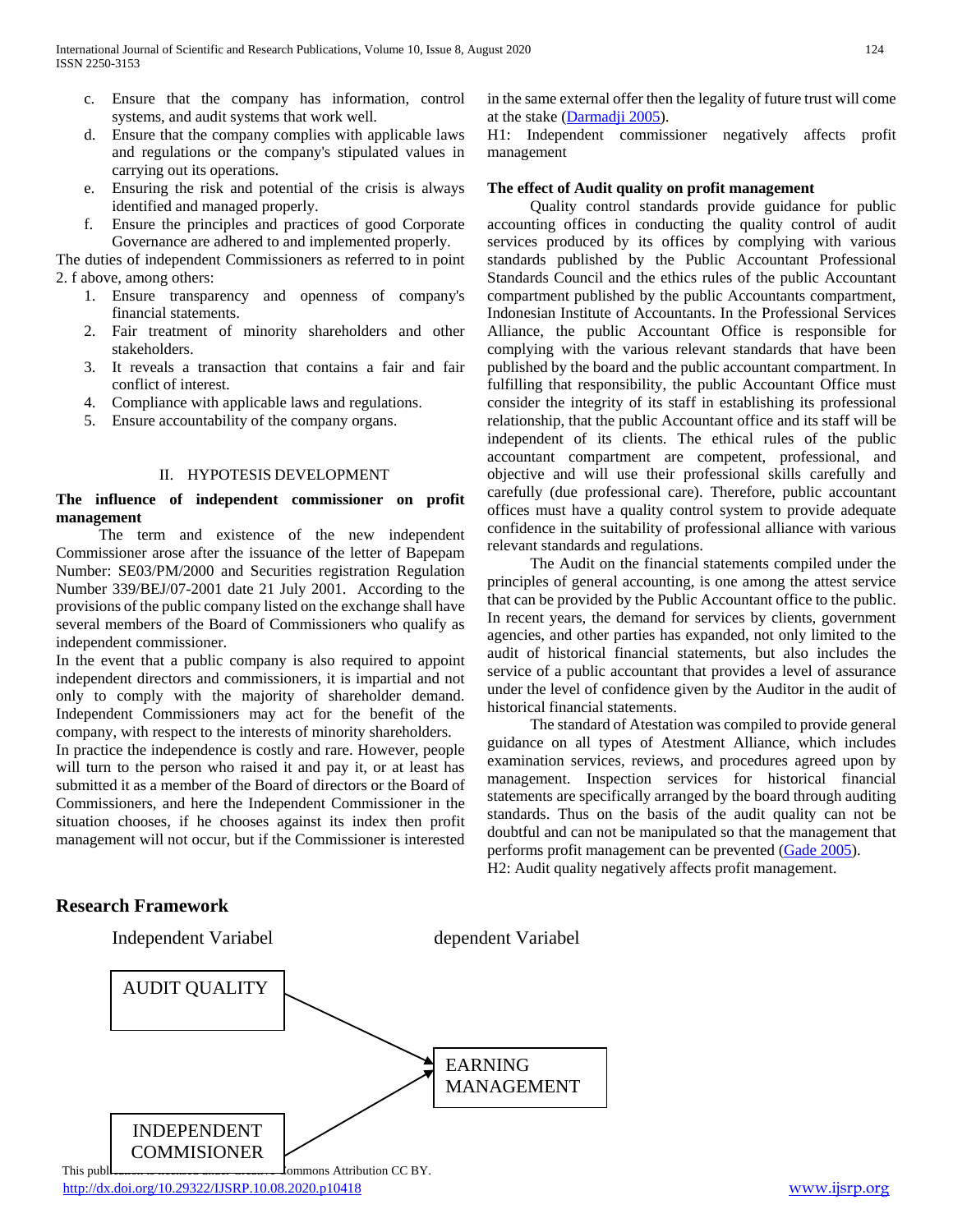c. Ensure that the company has information, control systems, and audit systems that work well.
d. Ensure that the company complies with applicable laws and regulations or the company's stipulated values in carrying out its operations.
e. Ensuring the risk and potential of the crisis is always identified and managed properly.
f. Ensure the principles and practices of good Corporate Governance are adhered to and implemented properly.

The duties of independent Commissioners as referred to in point 2. f above, among others:

1. Ensure transparency and openness of company's financial statements.
2. Fair treatment of minority shareholders and other stakeholders.
3. It reveals a transaction that contains a fair and fair conflict of interest.
4. Compliance with applicable laws and regulations.
5. Ensure accountability of the company organs.

## II. HYPOTESIS DEVELOPMENT

**The influence of independent commissioner on profit management**

The term and existence of the new independent Commissioner arose after the issuance of the letter of Bapepam Number: SE03/PM/2000 and Securities registration Regulation Number 339/BEJ/07-2001 date 21 July 2001. According to the provisions of the public company listed on the exchange shall have several members of the Board of Commissioners who qualify as independent commissioner.

In the event that a public company is also required to appoint independent directors and commissioners, it is impartial and not only to comply with the majority of shareholder demand. Independent Commissioners may act for the benefit of the company, with respect to the interests of minority shareholders.

In practice the independence is costly and rare. However, people will turn to the person who raised it and pay it, or at least has submitted it as a member of the Board of directors or the Board of Commissioners, and here the Independent Commissioner in the situation chooses, if he chooses against its index then profit management will not occur, but if the Commissioner is interested in the same external offer then the legality of future trust will come at the stake (Darmadji 2005).

H1: Independent commissioner negatively affects profit management

**The effect of Audit quality on profit management**

Quality control standards provide guidance for public accounting offices in conducting the quality control of audit services produced by its offices by complying with various standards published by the Public Accountant Professional Standards Council and the ethics rules of the public Accountant compartment published by the public Accountants compartment, Indonesian Institute of Accountants. In the Professional Services Alliance, the public Accountant Office is responsible for complying with the various relevant standards that have been published by the board and the public accountant compartment. In fulfilling that responsibility, the public Accountant Office must consider the integrity of its staff in establishing its professional relationship, that the public Accountant office and its staff will be independent of its clients. The ethical rules of the public accountant compartment are competent, professional, and objective and will use their professional skills carefully and carefully (due professional care). Therefore, public accountant offices must have a quality control system to provide adequate confidence in the suitability of professional alliance with various relevant standards and regulations.

The Audit on the financial statements compiled under the principles of general accounting, is one among the attest service that can be provided by the Public Accountant office to the public. In recent years, the demand for services by clients, government agencies, and other parties has expanded, not only limited to the audit of historical financial statements, but also includes the service of a public accountant that provides a level of assurance under the level of confidence given by the Auditor in the audit of historical financial statements.

The standard of Atestation was compiled to provide general guidance on all types of Atestment Alliance, which includes examination services, reviews, and procedures agreed upon by management. Inspection services for historical financial statements are specifically arranged by the board through auditing standards. Thus on the basis of the audit quality can not be doubtful and can not be manipulated so that the management that performs profit management can be prevented (Gade 2005).

H2: Audit quality negatively affects profit management.

## Research Framework

Independent Variabel — dependent Variabel

AUDIT QUALITY → EARNING MANAGEMENT

INDEPENDENT COMMISIONER → EARNING MANAGEMENT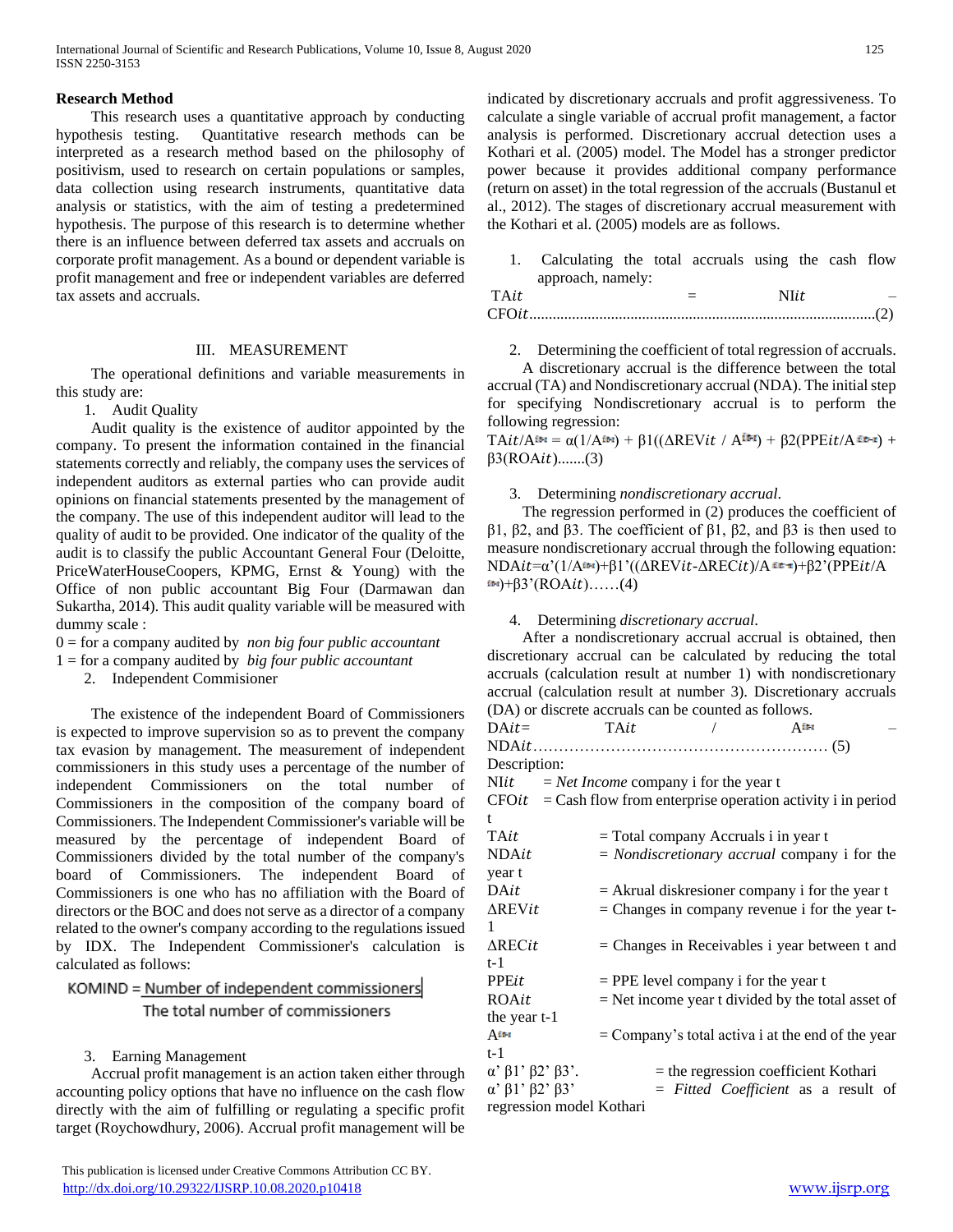## Research Method

This research uses a quantitative approach by conducting hypothesis testing. Quantitative research methods can be interpreted as a research method based on the philosophy of positivism, used to research on certain populations or samples, data collection using research instruments, quantitative data analysis or statistics, with the aim of testing a predetermined hypothesis. The purpose of this research is to determine whether there is an influence between deferred tax assets and accruals on corporate profit management. As a bound or dependent variable is profit management and free or independent variables are deferred tax assets and accruals.

## III. MEASUREMENT

The operational definitions and variable measurements in this study are:

1. Audit Quality

Audit quality is the existence of auditor appointed by the company. To present the information contained in the financial statements correctly and reliably, the company uses the services of independent auditors as external parties who can provide audit opinions on financial statements presented by the management of the company. The use of this independent auditor will lead to the quality of audit to be provided. One indicator of the quality of the audit is to classify the public Accountant General Four (Deloitte, PriceWaterHouseCoopers, KPMG, Ernst & Young) with the Office of non public accountant Big Four (Darmawan dan Sukartha, 2014). This audit quality variable will be measured with dummy scale :

0 = for a company audited by *non big four public accountant*

1 = for a company audited by *big four public accountant*

2. Independent Commisioner

The existence of the independent Board of Commissioners is expected to improve supervision so as to prevent the company tax evasion by management. The measurement of independent commissioners in this study uses a percentage of the number of independent Commissioners on the total number of Commissioners in the composition of the company board of Commissioners. The Independent Commissioner's variable will be measured by the percentage of independent Board of Commissioners divided by the total number of the company's board of Commissioners. The independent Board of Commissioners is one who has no affiliation with the Board of directors or the BOC and does not serve as a director of a company related to the owner's company according to the regulations issued by IDX. The Independent Commissioner's calculation is calculated as follows:

$$KOMIND = \frac{\text{Number of independent commissioners}}{\text{The total number of commissioners}}$$

3. Earning Management

Accrual profit management is an action taken either through accounting policy options that have no influence on the cash flow directly with the aim of fulfilling or regulating a specific profit target (Roychowdhury, 2006). Accrual profit management will be indicated by discretionary accruals and profit aggressiveness. To calculate a single variable of accrual profit management, a factor analysis is performed. Discretionary accrual detection uses a Kothari et al. (2005) model. The Model has a stronger predictor power because it provides additional company performance (return on asset) in the total regression of the accruals (Bustanul et al., 2012). The stages of discretionary accrual measurement with the Kothari et al. (2005) models are as follows.

1. Calculating the total accruals using the cash flow approach, namely:

$$TA_{it} = NI_{it} - CFO_{it} \quad (2)$$

2. Determining the coefficient of total regression of accruals.

A discretionary accrual is the difference between the total accrual (TA) and Nondiscretionary accrual (NDA). The initial step for specifying Nondiscretionary accrual is to perform the following regression:

$$TA_{it}/A_{it-1} = \alpha(1/A_{it-1}) + \beta1((\Delta REV_{it} / A_{it-1}) + \beta2(PPE_{it}/A_{it-1}) + \beta3(ROA_{it}) \quad (3)$$

3. Determining *nondiscretionary accrual*.

The regression performed in (2) produces the coefficient of β1, β2, and β3. The coefficient of β1, β2, and β3 is then used to measure nondiscretionary accrual through the following equation:

$$NDA_{it}=\alpha'(1/A_{it-1})+\beta1'((\Delta REV_{it}-\Delta REC_{it})/A_{it-1})+\beta2'(PPE_{it}/A_{it-1})+\beta3'(ROA_{it}) \quad (4)$$

4. Determining *discretionary accrual*.

After a nondiscretionary accrual accrual is obtained, then discretionary accrual can be calculated by reducing the total accruals (calculation result at number 1) with nondiscretionary accrual (calculation result at number 3). Discretionary accruals (DA) or discrete accruals can be counted as follows.

$$DA_{it} = TA_{it} / A_{it-1} - NDA_{it} \quad (5)$$

Description:

$NI_{it}$ = *Net Income* company i for the year t

$CFO_{it}$ = Cash flow from enterprise operation activity i in period t

$TA_{it}$ = Total company Accruals i in year t

$NDA_{it}$ = *Nondiscretionary accrual* company i for the year t

$DA_{it}$ = Akrual diskresioner company i for the year t

$\Delta REV_{it}$ = Changes in company revenue i for the year t-1

$\Delta REC_{it}$ = Changes in Receivables i year between t and t-1

$PPE_{it}$ = PPE level company i for the year t

$ROA_{it}$ = Net income year t divided by the total asset of the year t-1

$A_{it-1}$ = Company's total activa i at the end of the year t-1

α' β1' β2' β3'. = the regression coefficient Kothari

α' β1' β2' β3' = *Fitted Coefficient* as a result of regression model Kothari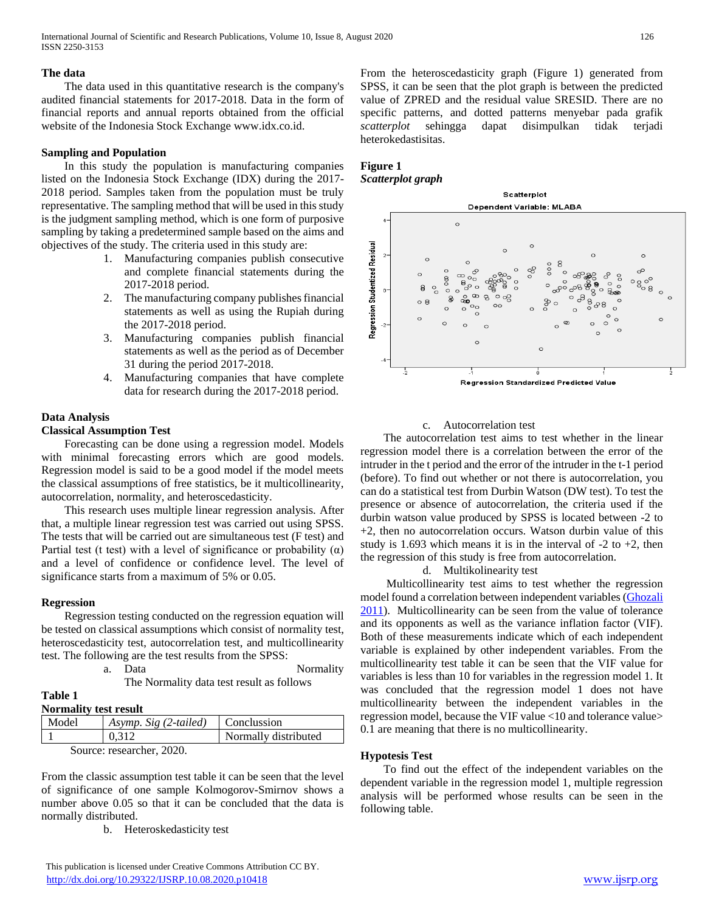**The data**

The data used in this quantitative research is the company's audited financial statements for 2017-2018. Data in the form of financial reports and annual reports obtained from the official website of the Indonesia Stock Exchange www.idx.co.id.

**Sampling and Population**

In this study the population is manufacturing companies listed on the Indonesia Stock Exchange (IDX) during the 2017-2018 period. Samples taken from the population must be truly representative. The sampling method that will be used in this study is the judgment sampling method, which is one form of purposive sampling by taking a predetermined sample based on the aims and objectives of the study. The criteria used in this study are:

1. Manufacturing companies publish consecutive and complete financial statements during the 2017-2018 period.
2. The manufacturing company publishes financial statements as well as using the Rupiah during the 2017-2018 period.
3. Manufacturing companies publish financial statements as well as the period as of December 31 during the period 2017-2018.
4. Manufacturing companies that have complete data for research during the 2017-2018 period.

**Data Analysis**

**Classical Assumption Test**

Forecasting can be done using a regression model. Models with minimal forecasting errors which are good models. Regression model is said to be a good model if the model meets the classical assumptions of free statistics, be it multicollinearity, autocorrelation, normality, and heteroscedasticity.

This research uses multiple linear regression analysis. After that, a multiple linear regression test was carried out using SPSS. The tests that will be carried out are simultaneous test (F test) and Partial test (t test) with a level of significance or probability (α) and a level of confidence or confidence level. The level of significance starts from a maximum of 5% or 0.05.

**Regression**

Regression testing conducted on the regression equation will be tested on classical assumptions which consist of normality test, heteroscedasticity test, autocorrelation test, and multicollinearity test. The following are the test results from the SPSS:

a. Data Normality

The Normality data test result as follows

**Table 1**
**Normality test result**

| Model | *Asymp. Sig (2-tailed)* | Conclussion |
|---|---|---|
| 1 | 0,312 | Normally distributed |

Source: researcher, 2020.

From the classic assumption test table it can be seen that the level of significance of one sample Kolmogorov-Smirnov shows a number above 0.05 so that it can be concluded that the data is normally distributed.

b. Heteroskedasticity test

From the heteroscedasticity graph (Figure 1) generated from SPSS, it can be seen that the plot graph is between the predicted value of ZPRED and the residual value SRESID. There are no specific patterns, and dotted patterns menyebar pada grafik *scatterplot* sehingga dapat disimpulkan tidak terjadi heterokedastisitas.

**Figure 1**
***Scatterplot graph***

c. Autocorrelation test

The autocorrelation test aims to test whether in the linear regression model there is a correlation between the error of the intruder in the t period and the error of the intruder in the t-1 period (before). To find out whether or not there is autocorrelation, you can do a statistical test from Durbin Watson (DW test). To test the presence or absence of autocorrelation, the criteria used if the durbin watson value produced by SPSS is located between -2 to +2, then no autocorrelation occurs. Watson durbin value of this study is 1.693 which means it is in the interval of -2 to +2, then the regression of this study is free from autocorrelation.

d. Multikolinearity test

Multicollinearity test aims to test whether the regression model found a correlation between independent variables (Ghozali 2011). Multicollinearity can be seen from the value of tolerance and its opponents as well as the variance inflation factor (VIF). Both of these measurements indicate which of each independent variable is explained by other independent variables. From the multicollinearity test table it can be seen that the VIF value for variables is less than 10 for variables in the regression model 1. It was concluded that the regression model 1 does not have multicollinearity between the independent variables in the regression model, because the VIF value <10 and tolerance value> 0.1 are meaning that there is no multicollinearity.

**Hypotesis Test**

To find out the effect of the independent variables on the dependent variable in the regression model 1, multiple regression analysis will be performed whose results can be seen in the following table.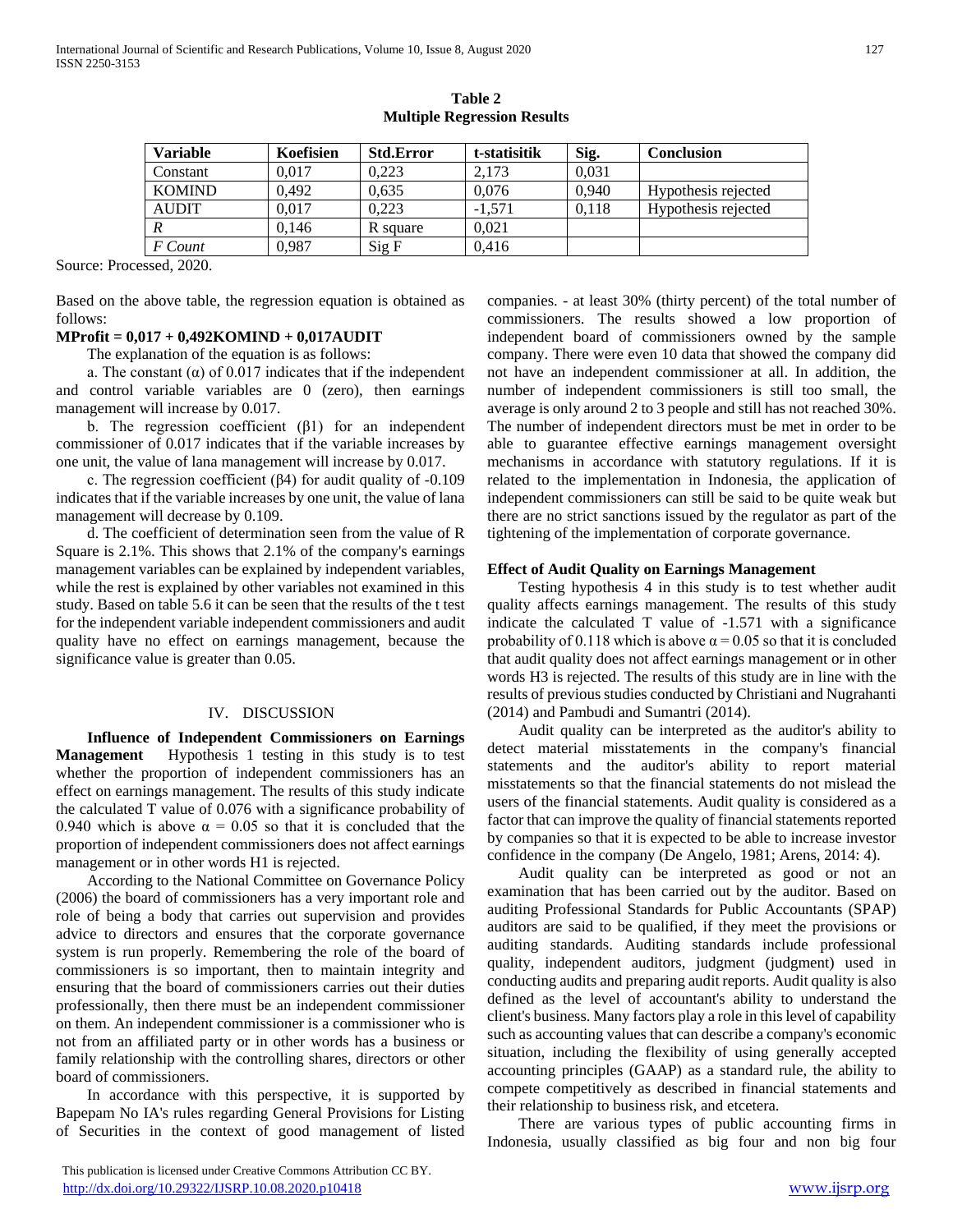**Table 2**
**Multiple Regression Results**

| Variable | Koefisien | Std.Error | t-statisitik | Sig. | Conclusion |
|---|---|---|---|---|---|
| Constant | 0,017 | 0,223 | 2,173 | 0,031 | |
| KOMIND | 0,492 | 0,635 | 0,076 | 0,940 | Hypothesis rejected |
| AUDIT | 0,017 | 0,223 | -1,571 | 0,118 | Hypothesis rejected |
| *R* | 0,146 | R square | 0,021 | | |
| *F Count* | 0,987 | Sig F | 0,416 | | |

Source: Processed, 2020.

Based on the above table, the regression equation is obtained as follows:

**MProfit = 0,017 + 0,492KOMIND + 0,017AUDIT**

The explanation of the equation is as follows:

a. The constant (α) of 0.017 indicates that if the independent and control variable variables are 0 (zero), then earnings management will increase by 0.017.

b. The regression coefficient (β1) for an independent commissioner of 0.017 indicates that if the variable increases by one unit, the value of lana management will increase by 0.017.

c. The regression coefficient (β4) for audit quality of -0.109 indicates that if the variable increases by one unit, the value of lana management will decrease by 0.109.

d. The coefficient of determination seen from the value of R Square is 2.1%. This shows that 2.1% of the company's earnings management variables can be explained by independent variables, while the rest is explained by other variables not examined in this study. Based on table 5.6 it can be seen that the results of the t test for the independent variable independent commissioners and audit quality have no effect on earnings management, because the significance value is greater than 0.05.

## IV. DISCUSSION

**Influence of Independent Commissioners on Earnings Management** Hypothesis 1 testing in this study is to test whether the proportion of independent commissioners has an effect on earnings management. The results of this study indicate the calculated T value of 0.076 with a significance probability of 0.940 which is above α = 0.05 so that it is concluded that the proportion of independent commissioners does not affect earnings management or in other words H1 is rejected.

According to the National Committee on Governance Policy (2006) the board of commissioners has a very important role and role of being a body that carries out supervision and provides advice to directors and ensures that the corporate governance system is run properly. Remembering the role of the board of commissioners is so important, then to maintain integrity and ensuring that the board of commissioners carries out their duties professionally, then there must be an independent commissioner on them. An independent commissioner is a commissioner who is not from an affiliated party or in other words has a business or family relationship with the controlling shares, directors or other board of commissioners.

In accordance with this perspective, it is supported by Bapepam No IA's rules regarding General Provisions for Listing of Securities in the context of good management of listed companies. - at least 30% (thirty percent) of the total number of commissioners. The results showed a low proportion of independent board of commissioners owned by the sample company. There were even 10 data that showed the company did not have an independent commissioner at all. In addition, the number of independent commissioners is still too small, the average is only around 2 to 3 people and still has not reached 30%. The number of independent directors must be met in order to be able to guarantee effective earnings management oversight mechanisms in accordance with statutory regulations. If it is related to the implementation in Indonesia, the application of independent commissioners can still be said to be quite weak but there are no strict sanctions issued by the regulator as part of the tightening of the implementation of corporate governance.

**Effect of Audit Quality on Earnings Management**

Testing hypothesis 4 in this study is to test whether audit quality affects earnings management. The results of this study indicate the calculated T value of -1.571 with a significance probability of 0.118 which is above α = 0.05 so that it is concluded that audit quality does not affect earnings management or in other words H3 is rejected. The results of this study are in line with the results of previous studies conducted by Christiani and Nugrahanti (2014) and Pambudi and Sumantri (2014).

Audit quality can be interpreted as the auditor's ability to detect material misstatements in the company's financial statements and the auditor's ability to report material misstatements so that the financial statements do not mislead the users of the financial statements. Audit quality is considered as a factor that can improve the quality of financial statements reported by companies so that it is expected to be able to increase investor confidence in the company (De Angelo, 1981; Arens, 2014: 4).

Audit quality can be interpreted as good or not an examination that has been carried out by the auditor. Based on auditing Professional Standards for Public Accountants (SPAP) auditors are said to be qualified, if they meet the provisions or auditing standards. Auditing standards include professional quality, independent auditors, judgment (judgment) used in conducting audits and preparing audit reports. Audit quality is also defined as the level of accountant's ability to understand the client's business. Many factors play a role in this level of capability such as accounting values that can describe a company's economic situation, including the flexibility of using generally accepted accounting principles (GAAP) as a standard rule, the ability to compete competitively as described in financial statements and their relationship to business risk, and etcetera.

There are various types of public accounting firms in Indonesia, usually classified as big four and non big four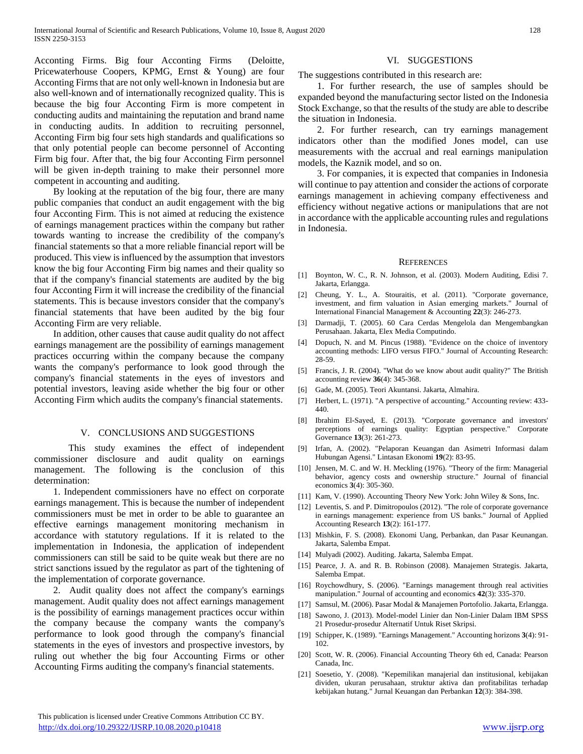Acconting Firms. Big four Acconting Firms (Deloitte, Pricewaterhouse Coopers, KPMG, Ernst & Young) are four Acconting Firms that are not only well-known in Indonesia but are also well-known and of internationally recognized quality. This is because the big four Acconting Firm is more competent in conducting audits and maintaining the reputation and brand name in conducting audits. In addition to recruiting personnel, Acconting Firm big four sets high standards and qualifications so that only potential people can become personnel of Acconting Firm big four. After that, the big four Acconting Firm personnel will be given in-depth training to make their personnel more competent in accounting and auditing.

By looking at the reputation of the big four, there are many public companies that conduct an audit engagement with the big four Acconting Firm. This is not aimed at reducing the existence of earnings management practices within the company but rather towards wanting to increase the credibility of the company's financial statements so that a more reliable financial report will be produced. This view is influenced by the assumption that investors know the big four Acconting Firm big names and their quality so that if the company's financial statements are audited by the big four Acconting Firm it will increase the credibility of the financial statements. This is because investors consider that the company's financial statements that have been audited by the big four Acconting Firm are very reliable.

In addition, other causes that cause audit quality do not affect earnings management are the possibility of earnings management practices occurring within the company because the company wants the company's performance to look good through the company's financial statements in the eyes of investors and potential investors, leaving aside whether the big four or other Acconting Firm which audits the company's financial statements.

## V. Conclusions and Suggestions

This study examines the effect of independent commissioner disclosure and audit quality on earnings management. The following is the conclusion of this determination:

1. Independent commissioners have no effect on corporate earnings management. This is because the number of independent commissioners must be met in order to be able to guarantee an effective earnings management monitoring mechanism in accordance with statutory regulations. If it is related to the implementation in Indonesia, the application of independent commissioners can still be said to be quite weak but there are no strict sanctions issued by the regulator as part of the tightening of the implementation of corporate governance.

2. Audit quality does not affect the company's earnings management. Audit quality does not affect earnings management is the possibility of earnings management practices occur within the company because the company wants the company's performance to look good through the company's financial statements in the eyes of investors and prospective investors, by ruling out whether the big four Accounting Firms or other Accounting Firms auditing the company's financial statements.

## VI. Suggestions

The suggestions contributed in this research are:

1. For further research, the use of samples should be expanded beyond the manufacturing sector listed on the Indonesia Stock Exchange, so that the results of the study are able to describe the situation in Indonesia.

2. For further research, can try earnings management indicators other than the modified Jones model, can use measurements with the accrual and real earnings manipulation models, the Kaznik model, and so on.

3. For companies, it is expected that companies in Indonesia will continue to pay attention and consider the actions of corporate earnings management in achieving company effectiveness and efficiency without negative actions or manipulations that are not in accordance with the applicable accounting rules and regulations in Indonesia.

## References

[1] Boynton, W. C., R. N. Johnson, et al. (2003). Modern Auditing, Edisi 7. Jakarta, Erlangga.

[2] Cheung, Y. L., A. Stouraitis, et al. (2011). "Corporate governance, investment, and firm valuation in Asian emerging markets." Journal of International Financial Management & Accounting **22**(3): 246-273.

[3] Darmadji, T. (2005). 60 Cara Cerdas Mengelola dan Mengembangkan Perusahaan. Jakarta, Elex Media Computindo.

[4] Dopuch, N. and M. Pincus (1988). "Evidence on the choice of inventory accounting methods: LIFO versus FIFO." Journal of Accounting Research: 28-59.

[5] Francis, J. R. (2004). "What do we know about audit quality?" The British accounting review **36**(4): 345-368.

[6] Gade, M. (2005). Teori Akuntansi. Jakarta, Almahira.

[7] Herbert, L. (1971). "A perspective of accounting." Accounting review: 433-440.

[8] Ibrahim El-Sayed, E. (2013). "Corporate governance and investors' perceptions of earnings quality: Egyptian perspective." Corporate Governance **13**(3): 261-273.

[9] Irfan, A. (2002). "Pelaporan Keuangan dan Asimetri Informasi dalam Hubungan Agensi." Lintasan Ekonomi **19**(2): 83-95.

[10] Jensen, M. C. and W. H. Meckling (1976). "Theory of the firm: Managerial behavior, agency costs and ownership structure." Journal of financial economics **3**(4): 305-360.

[11] Kam, V. (1990). Accounting Theory New York: John Wiley & Sons, Inc.

[12] Leventis, S. and P. Dimitropoulos (2012). "The role of corporate governance in earnings management: experience from US banks." Journal of Applied Accounting Research **13**(2): 161-177.

[13] Mishkin, F. S. (2008). Ekonomi Uang, Perbankan, dan Pasar Keunangan. Jakarta, Salemba Empat.

[14] Mulyadi (2002). Auditing. Jakarta, Salemba Empat.

[15] Pearce, J. A. and R. B. Robinson (2008). Manajemen Strategis. Jakarta, Salemba Empat.

[16] Roychowdhury, S. (2006). "Earnings management through real activities manipulation." Journal of accounting and economics **42**(3): 335-370.

[17] Samsul, M. (2006). Pasar Modal & Manajemen Portofolio. Jakarta, Erlangga.

[18] Sawono, J. (2013). Model-model Linier dan Non-Linier Dalam IBM SPSS 21 Prosedur-prosedur Alternatif Untuk Riset Skripsi.

[19] Schipper, K. (1989). "Earnings Management." Accounting horizons **3**(4): 91-102.

[20] Scott, W. R. (2006). Financial Accounting Theory 6th ed, Canada: Pearson Canada, Inc.

[21] Soesetio, Y. (2008). "Kepemilikan manajerial dan institusional, kebijakan dividen, ukuran perusahaan, struktur aktiva dan profitabilitas terhadap kebijakan hutang." Jurnal Keuangan dan Perbankan **12**(3): 384-398.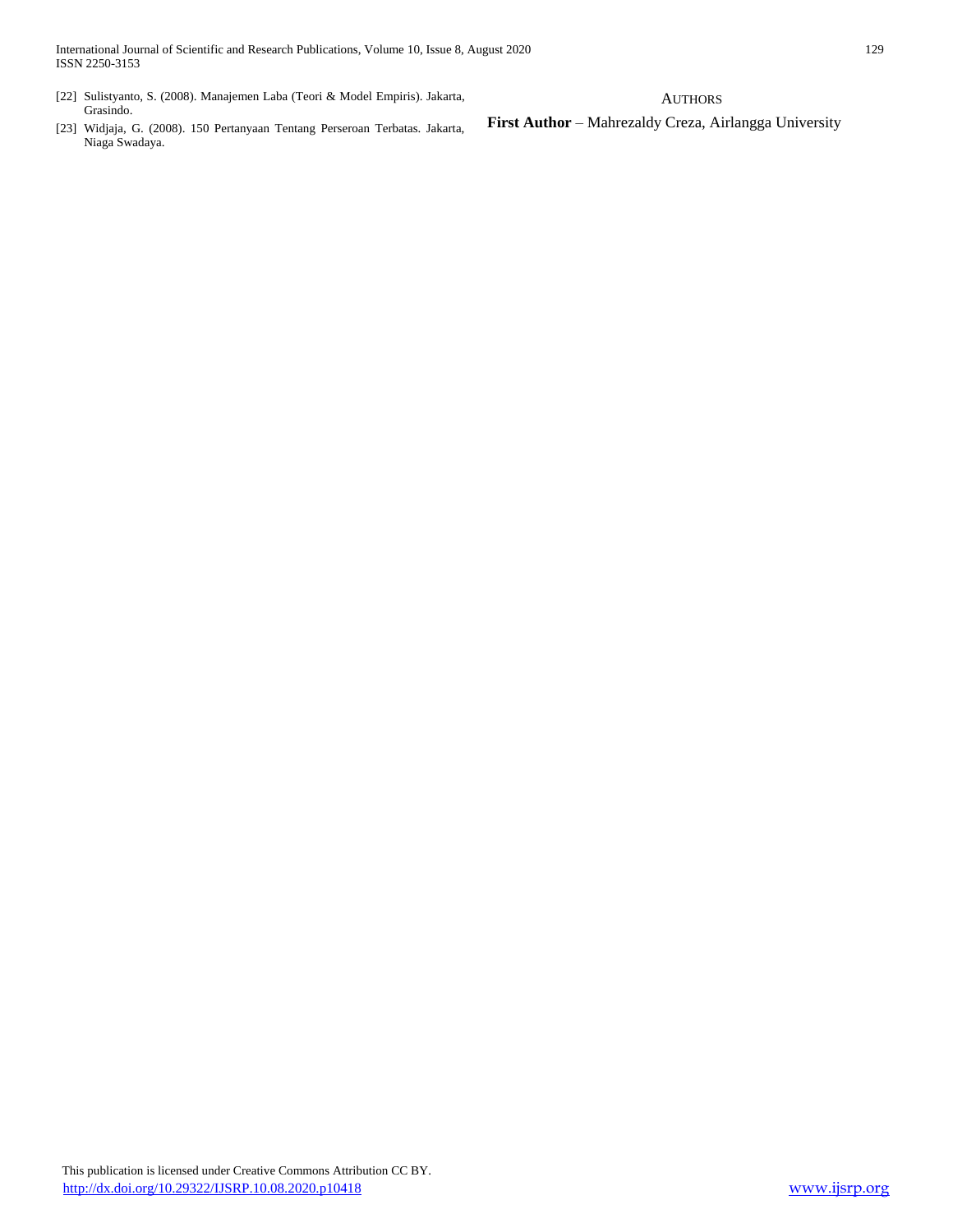[22] Sulistyanto, S. (2008). Manajemen Laba (Teori & Model Empiris). Jakarta, Grasindo.

[23] Widjaja, G. (2008). 150 Pertanyaan Tentang Perseroan Terbatas. Jakarta, Niaga Swadaya.

## Authors

**First Author** – Mahrezaldy Creza, Airlangga University